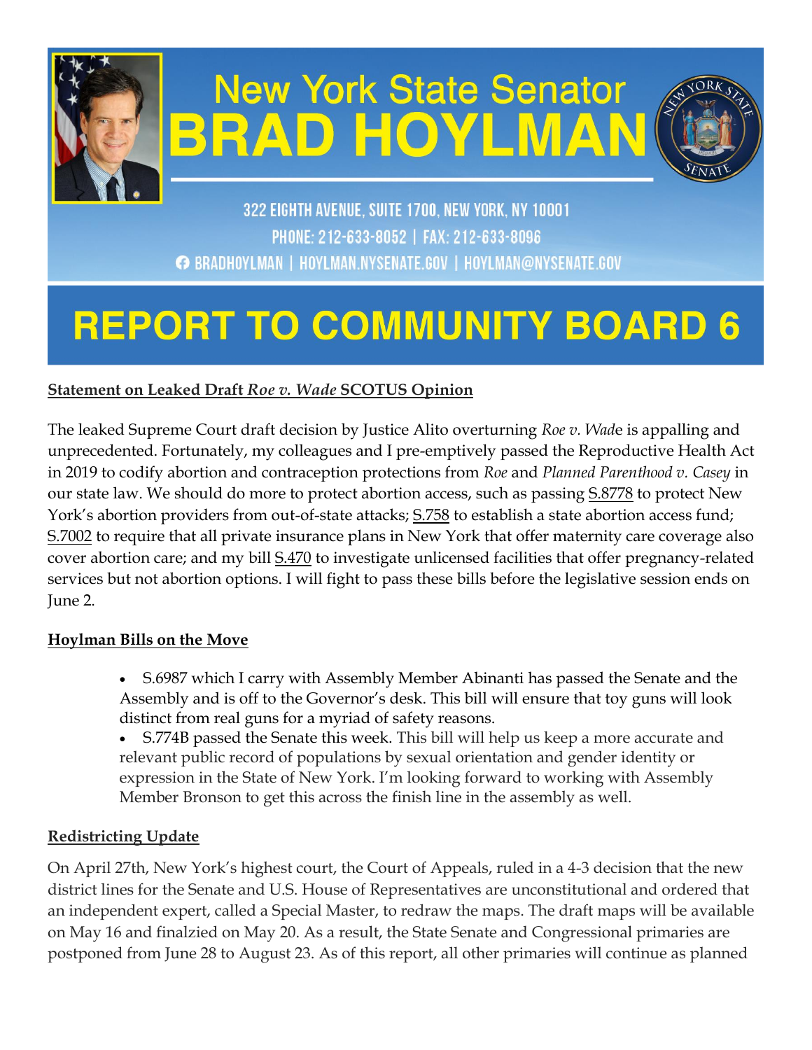# New York State Senator BRAD HOYLMAN

322 EIGHTH AVENUE, SUITE 1700, NEW YORK, NY 10001
PHONE: 212-633-8052 | FAX: 212-633-8096
BRADHOYLMAN | HOYLMAN.NYSENATE.GOV | HOYLMAN@NYSENATE.GOV

# REPORT TO COMMUNITY BOARD 6

## Statement on Leaked Draft *Roe v. Wade* SCOTUS Opinion

The leaked Supreme Court draft decision by Justice Alito overturning *Roe v. Wad*e is appalling and unprecedented. Fortunately, my colleagues and I pre-emptively passed the Reproductive Health Act in 2019 to codify abortion and contraception protections from *Roe* and *Planned Parenthood v. Casey* in our state law. We should do more to protect abortion access, such as passing S.8778 to protect New York's abortion providers from out-of-state attacks; S.758 to establish a state abortion access fund; S.7002 to require that all private insurance plans in New York that offer maternity care coverage also cover abortion care; and my bill S.470 to investigate unlicensed facilities that offer pregnancy-related services but not abortion options. I will fight to pass these bills before the legislative session ends on June 2.

## Hoylman Bills on the Move

- S.6987 which I carry with Assembly Member Abinanti has passed the Senate and the Assembly and is off to the Governor's desk. This bill will ensure that toy guns will look distinct from real guns for a myriad of safety reasons.
- S.774B passed the Senate this week. This bill will help us keep a more accurate and relevant public record of populations by sexual orientation and gender identity or expression in the State of New York. I'm looking forward to working with Assembly Member Bronson to get this across the finish line in the assembly as well.

## Redistricting Update

On April 27th, New York's highest court, the Court of Appeals, ruled in a 4-3 decision that the new district lines for the Senate and U.S. House of Representatives are unconstitutional and ordered that an independent expert, called a Special Master, to redraw the maps. The draft maps will be available on May 16 and finalzied on May 20. As a result, the State Senate and Congressional primaries are postponed from June 28 to August 23. As of this report, all other primaries will continue as planned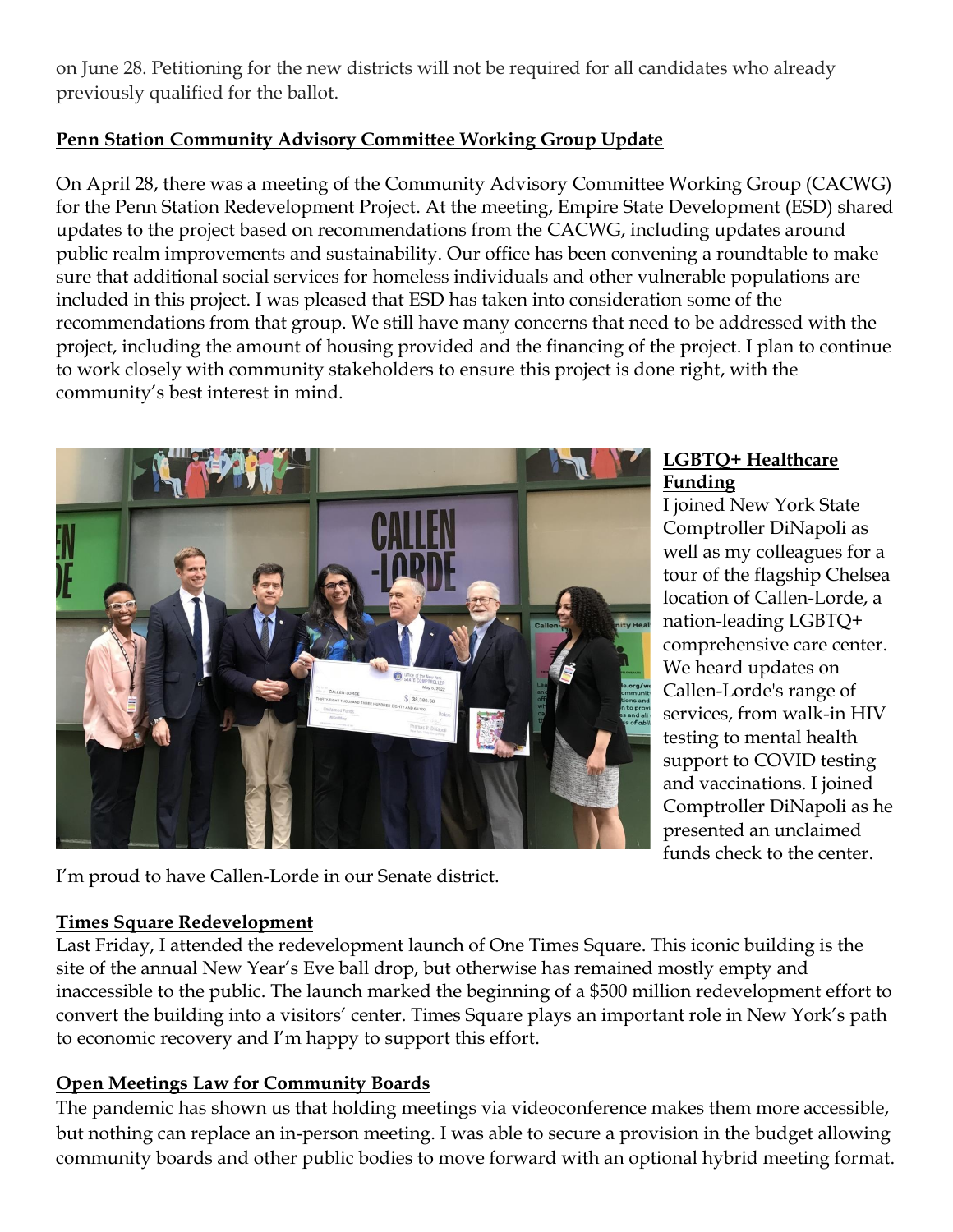on June 28. Petitioning for the new districts will not be required for all candidates who already previously qualified for the ballot.

**Penn Station Community Advisory Committee Working Group Update**

On April 28, there was a meeting of the Community Advisory Committee Working Group (CACWG) for the Penn Station Redevelopment Project. At the meeting, Empire State Development (ESD) shared updates to the project based on recommendations from the CACWG, including updates around public realm improvements and sustainability. Our office has been convening a roundtable to make sure that additional social services for homeless individuals and other vulnerable populations are included in this project. I was pleased that ESD has taken into consideration some of the recommendations from that group. We still have many concerns that need to be addressed with the project, including the amount of housing provided and the financing of the project. I plan to continue to work closely with community stakeholders to ensure this project is done right, with the community's best interest in mind.

**LGBTQ+ Healthcare Funding**

I joined New York State Comptroller DiNapoli as well as my colleagues for a tour of the flagship Chelsea location of Callen-Lorde, a nation-leading LGBTQ+ comprehensive care center. We heard updates on Callen-Lorde's range of services, from walk-in HIV testing to mental health support to COVID testing and vaccinations. I joined Comptroller DiNapoli as he presented an unclaimed funds check to the center. I'm proud to have Callen-Lorde in our Senate district.

**Times Square Redevelopment**

Last Friday, I attended the redevelopment launch of One Times Square. This iconic building is the site of the annual New Year's Eve ball drop, but otherwise has remained mostly empty and inaccessible to the public. The launch marked the beginning of a $500 million redevelopment effort to convert the building into a visitors' center. Times Square plays an important role in New York's path to economic recovery and I'm happy to support this effort.

**Open Meetings Law for Community Boards**

The pandemic has shown us that holding meetings via videoconference makes them more accessible, but nothing can replace an in-person meeting. I was able to secure a provision in the budget allowing community boards and other public bodies to move forward with an optional hybrid meeting format.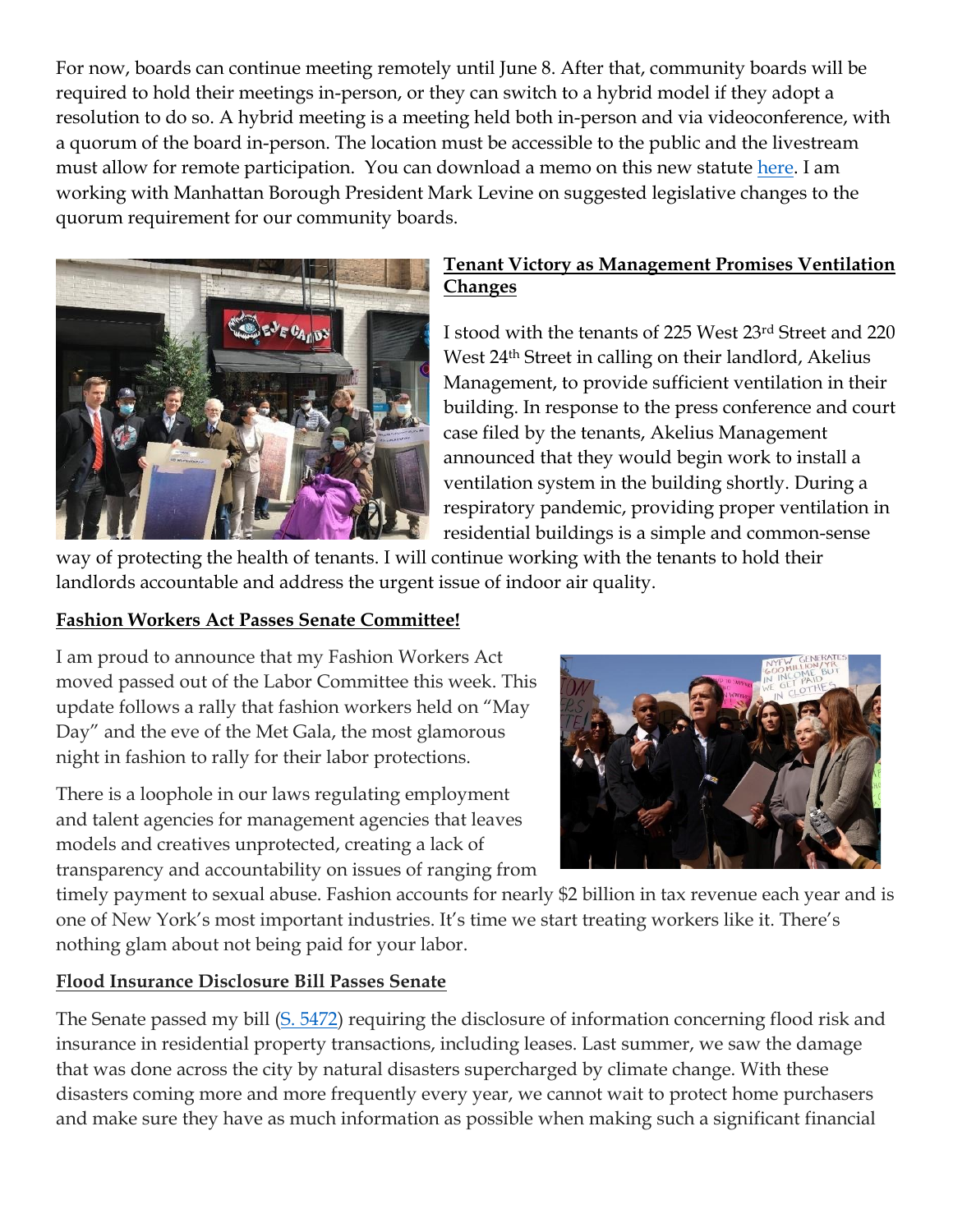For now, boards can continue meeting remotely until June 8. After that, community boards will be required to hold their meetings in-person, or they can switch to a hybrid model if they adopt a resolution to do so. A hybrid meeting is a meeting held both in-person and via videoconference, with a quorum of the board in-person. The location must be accessible to the public and the livestream must allow for remote participation. You can download a memo on this new statute here. I am working with Manhattan Borough President Mark Levine on suggested legislative changes to the quorum requirement for our community boards.

**Tenant Victory as Management Promises Ventilation Changes**

I stood with the tenants of 225 West 23rd Street and 220 West 24th Street in calling on their landlord, Akelius Management, to provide sufficient ventilation in their building. In response to the press conference and court case filed by the tenants, Akelius Management announced that they would begin work to install a ventilation system in the building shortly. During a respiratory pandemic, providing proper ventilation in residential buildings is a simple and common-sense way of protecting the health of tenants. I will continue working with the tenants to hold their landlords accountable and address the urgent issue of indoor air quality.

**Fashion Workers Act Passes Senate Committee!**

I am proud to announce that my Fashion Workers Act moved passed out of the Labor Committee this week. This update follows a rally that fashion workers held on "May Day" and the eve of the Met Gala, the most glamorous night in fashion to rally for their labor protections.

There is a loophole in our laws regulating employment and talent agencies for management agencies that leaves models and creatives unprotected, creating a lack of transparency and accountability on issues of ranging from timely payment to sexual abuse. Fashion accounts for nearly $2 billion in tax revenue each year and is one of New York's most important industries. It's time we start treating workers like it. There's nothing glam about not being paid for your labor.

**Flood Insurance Disclosure Bill Passes Senate**

The Senate passed my bill (S. 5472) requiring the disclosure of information concerning flood risk and insurance in residential property transactions, including leases. Last summer, we saw the damage that was done across the city by natural disasters supercharged by climate change. With these disasters coming more and more frequently every year, we cannot wait to protect home purchasers and make sure they have as much information as possible when making such a significant financial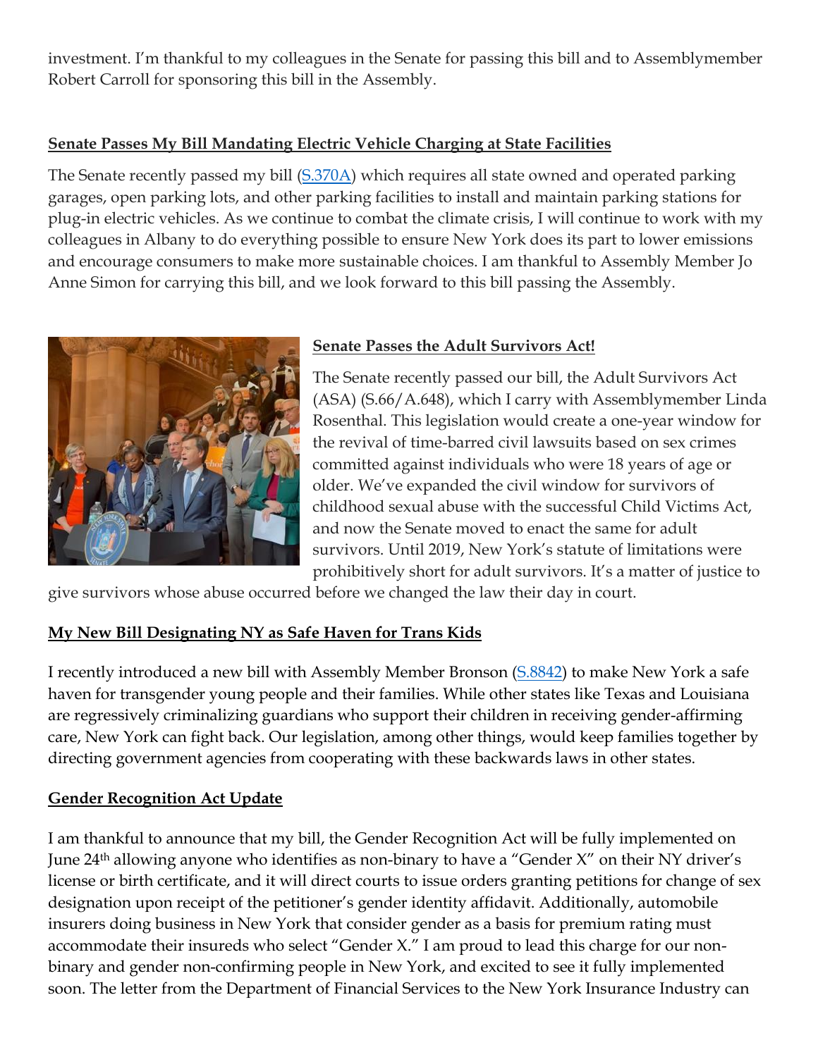investment. I'm thankful to my colleagues in the Senate for passing this bill and to Assemblymember Robert Carroll for sponsoring this bill in the Assembly.

**Senate Passes My Bill Mandating Electric Vehicle Charging at State Facilities**

The Senate recently passed my bill (S.370A) which requires all state owned and operated parking garages, open parking lots, and other parking facilities to install and maintain parking stations for plug-in electric vehicles. As we continue to combat the climate crisis, I will continue to work with my colleagues in Albany to do everything possible to ensure New York does its part to lower emissions and encourage consumers to make more sustainable choices. I am thankful to Assembly Member Jo Anne Simon for carrying this bill, and we look forward to this bill passing the Assembly.

**Senate Passes the Adult Survivors Act!**

The Senate recently passed our bill, the Adult Survivors Act (ASA) (S.66/A.648), which I carry with Assemblymember Linda Rosenthal. This legislation would create a one-year window for the revival of time-barred civil lawsuits based on sex crimes committed against individuals who were 18 years of age or older. We've expanded the civil window for survivors of childhood sexual abuse with the successful Child Victims Act, and now the Senate moved to enact the same for adult survivors. Until 2019, New York's statute of limitations were prohibitively short for adult survivors. It's a matter of justice to give survivors whose abuse occurred before we changed the law their day in court.

**My New Bill Designating NY as Safe Haven for Trans Kids**

I recently introduced a new bill with Assembly Member Bronson (S.8842) to make New York a safe haven for transgender young people and their families. While other states like Texas and Louisiana are regressively criminalizing guardians who support their children in receiving gender-affirming care, New York can fight back. Our legislation, among other things, would keep families together by directing government agencies from cooperating with these backwards laws in other states.

**Gender Recognition Act Update**

I am thankful to announce that my bill, the Gender Recognition Act will be fully implemented on June 24th allowing anyone who identifies as non-binary to have a "Gender X" on their NY driver's license or birth certificate, and it will direct courts to issue orders granting petitions for change of sex designation upon receipt of the petitioner's gender identity affidavit. Additionally, automobile insurers doing business in New York that consider gender as a basis for premium rating must accommodate their insureds who select "Gender X." I am proud to lead this charge for our non-binary and gender non-confirming people in New York, and excited to see it fully implemented soon. The letter from the Department of Financial Services to the New York Insurance Industry can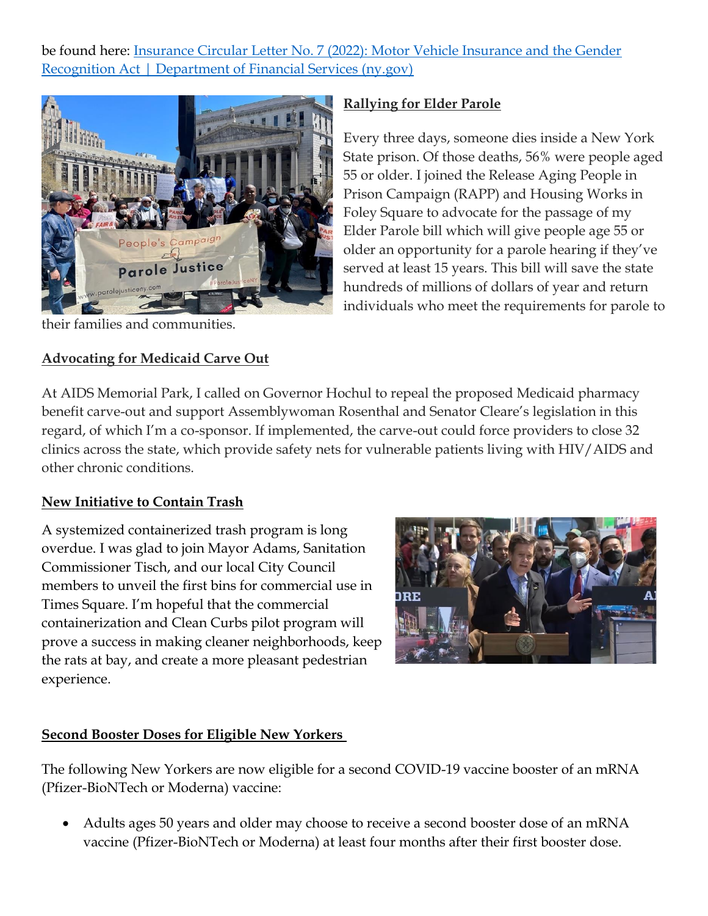be found here: [Insurance Circular Letter No. 7 (2022): Motor Vehicle Insurance and the Gender Recognition Act | Department of Financial Services (ny.gov)]()

**Rallying for Elder Parole**

Every three days, someone dies inside a New York State prison. Of those deaths, 56% were people aged 55 or older. I joined the Release Aging People in Prison Campaign (RAPP) and Housing Works in Foley Square to advocate for the passage of my Elder Parole bill which will give people age 55 or older an opportunity for a parole hearing if they've served at least 15 years. This bill will save the state hundreds of millions of dollars of year and return individuals who meet the requirements for parole to their families and communities.

**Advocating for Medicaid Carve Out**

At AIDS Memorial Park, I called on Governor Hochul to repeal the proposed Medicaid pharmacy benefit carve-out and support Assemblywoman Rosenthal and Senator Cleare's legislation in this regard, of which I'm a co-sponsor. If implemented, the carve-out could force providers to close 32 clinics across the state, which provide safety nets for vulnerable patients living with HIV/AIDS and other chronic conditions.

**New Initiative to Contain Trash**

A systemized containerized trash program is long overdue. I was glad to join Mayor Adams, Sanitation Commissioner Tisch, and our local City Council members to unveil the first bins for commercial use in Times Square. I'm hopeful that the commercial containerization and Clean Curbs pilot program will prove a success in making cleaner neighborhoods, keep the rats at bay, and create a more pleasant pedestrian experience.

**Second Booster Doses for Eligible New Yorkers**

The following New Yorkers are now eligible for a second COVID-19 vaccine booster of an mRNA (Pfizer-BioNTech or Moderna) vaccine:

- Adults ages 50 years and older may choose to receive a second booster dose of an mRNA vaccine (Pfizer-BioNTech or Moderna) at least four months after their first booster dose.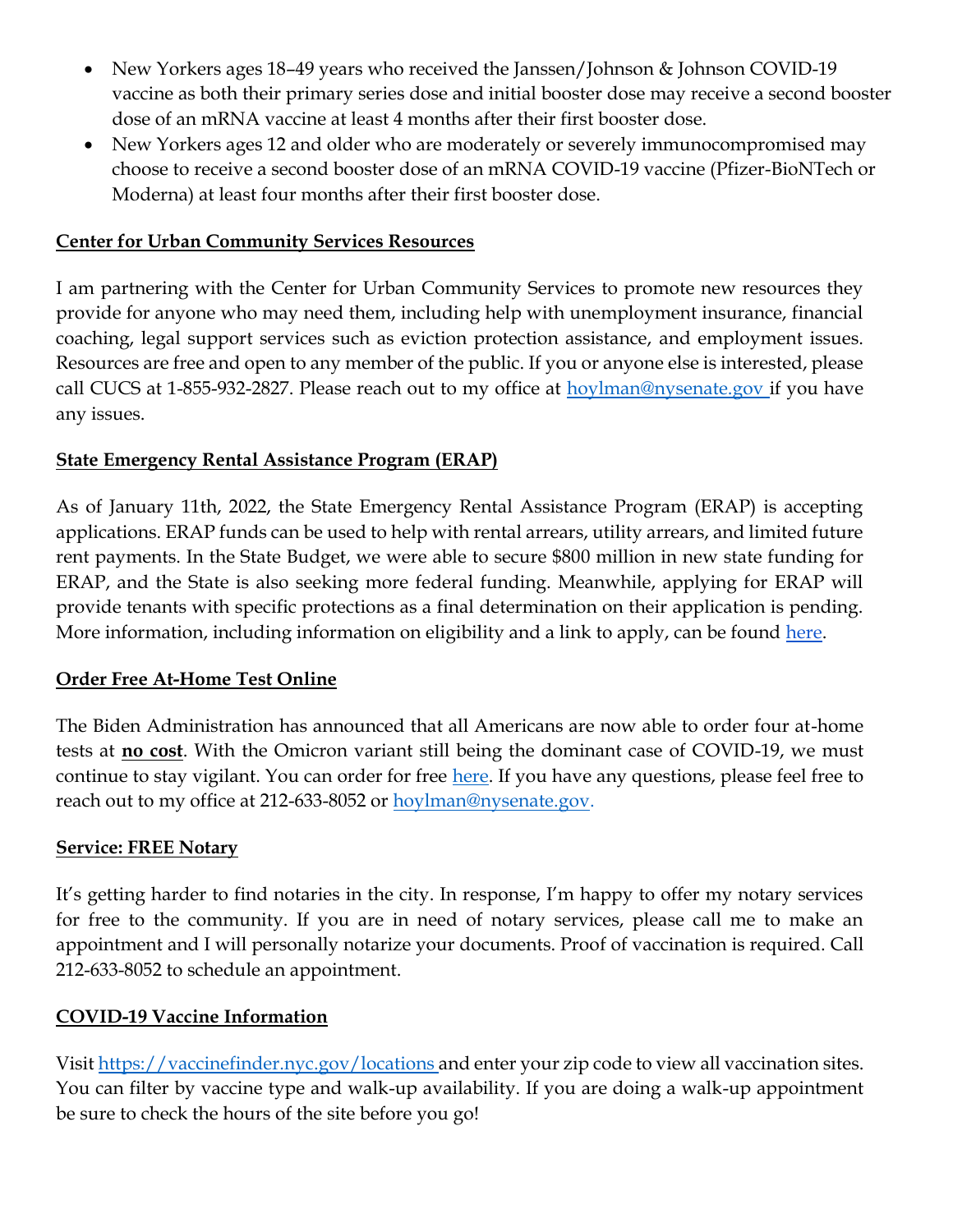- New Yorkers ages 18–49 years who received the Janssen/Johnson & Johnson COVID-19 vaccine as both their primary series dose and initial booster dose may receive a second booster dose of an mRNA vaccine at least 4 months after their first booster dose.
- New Yorkers ages 12 and older who are moderately or severely immunocompromised may choose to receive a second booster dose of an mRNA COVID-19 vaccine (Pfizer-BioNTech or Moderna) at least four months after their first booster dose.

**Center for Urban Community Services Resources**

I am partnering with the Center for Urban Community Services to promote new resources they provide for anyone who may need them, including help with unemployment insurance, financial coaching, legal support services such as eviction protection assistance, and employment issues. Resources are free and open to any member of the public. If you or anyone else is interested, please call CUCS at 1-855-932-2827. Please reach out to my office at hoylman@nysenate.gov if you have any issues.

**State Emergency Rental Assistance Program (ERAP)**

As of January 11th, 2022, the State Emergency Rental Assistance Program (ERAP) is accepting applications. ERAP funds can be used to help with rental arrears, utility arrears, and limited future rent payments. In the State Budget, we were able to secure $800 million in new state funding for ERAP, and the State is also seeking more federal funding. Meanwhile, applying for ERAP will provide tenants with specific protections as a final determination on their application is pending. More information, including information on eligibility and a link to apply, can be found here.

**Order Free At-Home Test Online**

The Biden Administration has announced that all Americans are now able to order four at-home tests at **no cost**. With the Omicron variant still being the dominant case of COVID-19, we must continue to stay vigilant. You can order for free here. If you have any questions, please feel free to reach out to my office at 212-633-8052 or hoylman@nysenate.gov.

**Service: FREE Notary**

It's getting harder to find notaries in the city. In response, I'm happy to offer my notary services for free to the community. If you are in need of notary services, please call me to make an appointment and I will personally notarize your documents. Proof of vaccination is required. Call 212-633-8052 to schedule an appointment.

**COVID-19 Vaccine Information**

Visit https://vaccinefinder.nyc.gov/locations and enter your zip code to view all vaccination sites. You can filter by vaccine type and walk-up availability. If you are doing a walk-up appointment be sure to check the hours of the site before you go!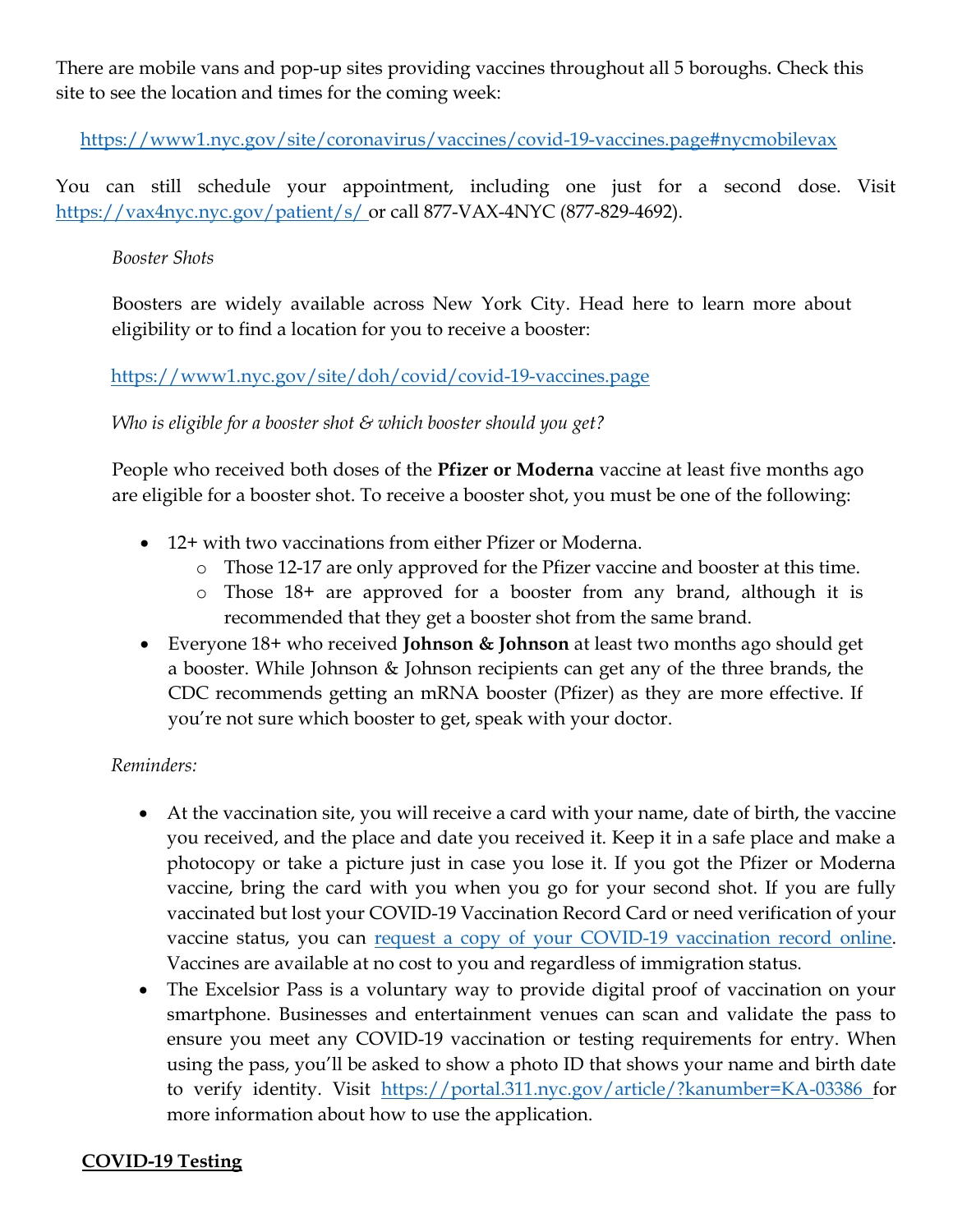There are mobile vans and pop-up sites providing vaccines throughout all 5 boroughs. Check this site to see the location and times for the coming week:

https://www1.nyc.gov/site/coronavirus/vaccines/covid-19-vaccines.page#nycmobilevax

You can still schedule your appointment, including one just for a second dose. Visit https://vax4nyc.nyc.gov/patient/s/ or call 877-VAX-4NYC (877-829-4692).

*Booster Shots*

Boosters are widely available across New York City. Head here to learn more about eligibility or to find a location for you to receive a booster:

https://www1.nyc.gov/site/doh/covid/covid-19-vaccines.page

*Who is eligible for a booster shot & which booster should you get?*

People who received both doses of the **Pfizer or Moderna** vaccine at least five months ago are eligible for a booster shot. To receive a booster shot, you must be one of the following:

- 12+ with two vaccinations from either Pfizer or Moderna.
    - Those 12-17 are only approved for the Pfizer vaccine and booster at this time.
    - Those 18+ are approved for a booster from any brand, although it is recommended that they get a booster shot from the same brand.
- Everyone 18+ who received **Johnson & Johnson** at least two months ago should get a booster. While Johnson & Johnson recipients can get any of the three brands, the CDC recommends getting an mRNA booster (Pfizer) as they are more effective. If you're not sure which booster to get, speak with your doctor.

*Reminders:*

- At the vaccination site, you will receive a card with your name, date of birth, the vaccine you received, and the place and date you received it. Keep it in a safe place and make a photocopy or take a picture just in case you lose it. If you got the Pfizer or Moderna vaccine, bring the card with you when you go for your second shot. If you are fully vaccinated but lost your COVID-19 Vaccination Record Card or need verification of your vaccine status, you can request a copy of your COVID-19 vaccination record online. Vaccines are available at no cost to you and regardless of immigration status.
- The Excelsior Pass is a voluntary way to provide digital proof of vaccination on your smartphone. Businesses and entertainment venues can scan and validate the pass to ensure you meet any COVID-19 vaccination or testing requirements for entry. When using the pass, you'll be asked to show a photo ID that shows your name and birth date to verify identity. Visit https://portal.311.nyc.gov/article/?kanumber=KA-03386 for more information about how to use the application.

## COVID-19 Testing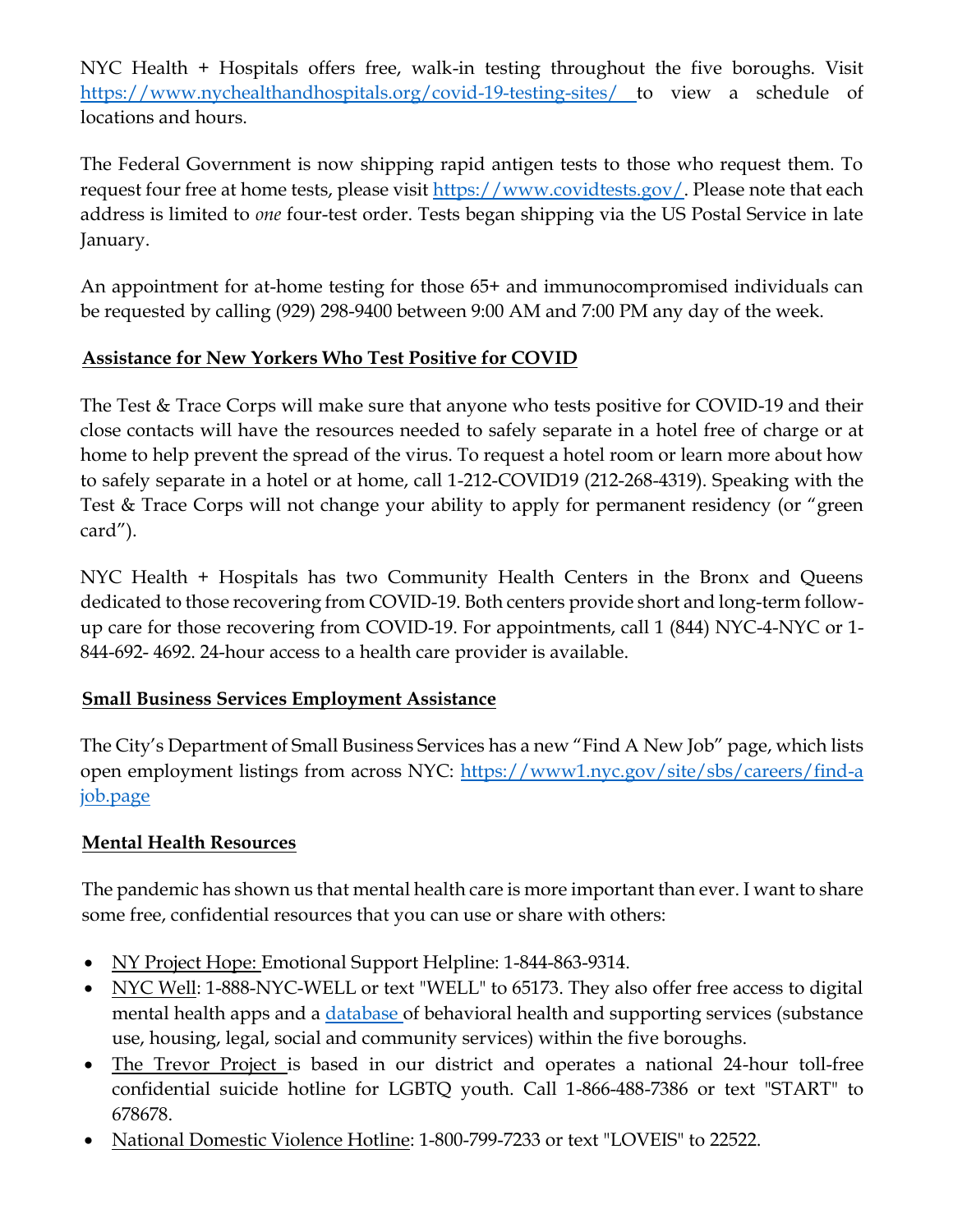NYC Health + Hospitals offers free, walk-in testing throughout the five boroughs. Visit https://www.nychealthandhospitals.org/covid-19-testing-sites/ to view a schedule of locations and hours.

The Federal Government is now shipping rapid antigen tests to those who request them. To request four free at home tests, please visit https://www.covidtests.gov/. Please note that each address is limited to *one* four-test order. Tests began shipping via the US Postal Service in late January.

An appointment for at-home testing for those 65+ and immunocompromised individuals can be requested by calling (929) 298-9400 between 9:00 AM and 7:00 PM any day of the week.

## Assistance for New Yorkers Who Test Positive for COVID

The Test & Trace Corps will make sure that anyone who tests positive for COVID-19 and their close contacts will have the resources needed to safely separate in a hotel free of charge or at home to help prevent the spread of the virus. To request a hotel room or learn more about how to safely separate in a hotel or at home, call 1-212-COVID19 (212-268-4319). Speaking with the Test & Trace Corps will not change your ability to apply for permanent residency (or "green card").

NYC Health + Hospitals has two Community Health Centers in the Bronx and Queens dedicated to those recovering from COVID-19. Both centers provide short and long-term follow-up care for those recovering from COVID-19. For appointments, call 1 (844) NYC-4-NYC or 1-844-692- 4692. 24-hour access to a health care provider is available.

## Small Business Services Employment Assistance

The City's Department of Small Business Services has a new "Find A New Job" page, which lists open employment listings from across NYC: https://www1.nyc.gov/site/sbs/careers/find-a job.page

## Mental Health Resources

The pandemic has shown us that mental health care is more important than ever. I want to share some free, confidential resources that you can use or share with others:

- NY Project Hope: Emotional Support Helpline: 1-844-863-9314.
- NYC Well: 1-888-NYC-WELL or text "WELL" to 65173. They also offer free access to digital mental health apps and a database of behavioral health and supporting services (substance use, housing, legal, social and community services) within the five boroughs.
- The Trevor Project is based in our district and operates a national 24-hour toll-free confidential suicide hotline for LGBTQ youth. Call 1-866-488-7386 or text "START" to 678678.
- National Domestic Violence Hotline: 1-800-799-7233 or text "LOVEIS" to 22522.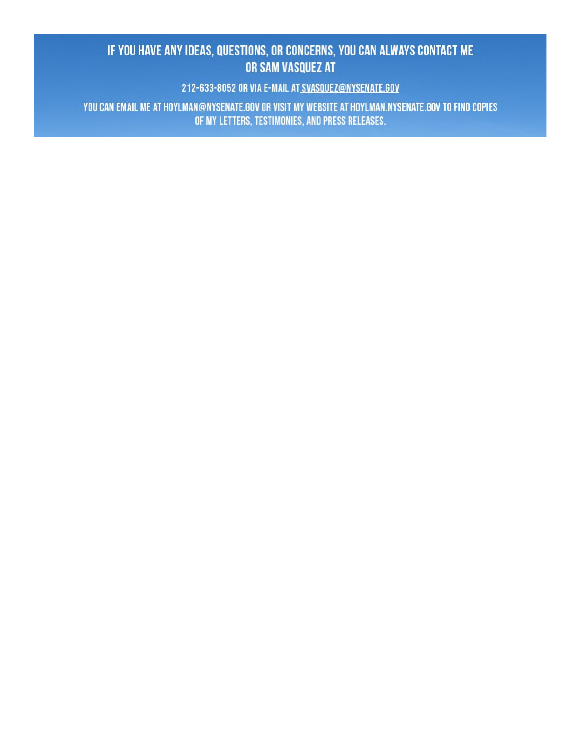## IF YOU HAVE ANY IDEAS, QUESTIONS, OR CONCERNS, YOU CAN ALWAYS CONTACT ME OR SAM VASQUEZ AT

212-633-8052 OR VIA E-MAIL AT SVASQUEZ@NYSENATE.GOV

YOU CAN EMAIL ME AT HOYLMAN@NYSENATE.GOV OR VISIT MY WEBSITE AT HOYLMAN.NYSENATE.GOV TO FIND COPIES OF MY LETTERS, TESTIMONIES, AND PRESS RELEASES.